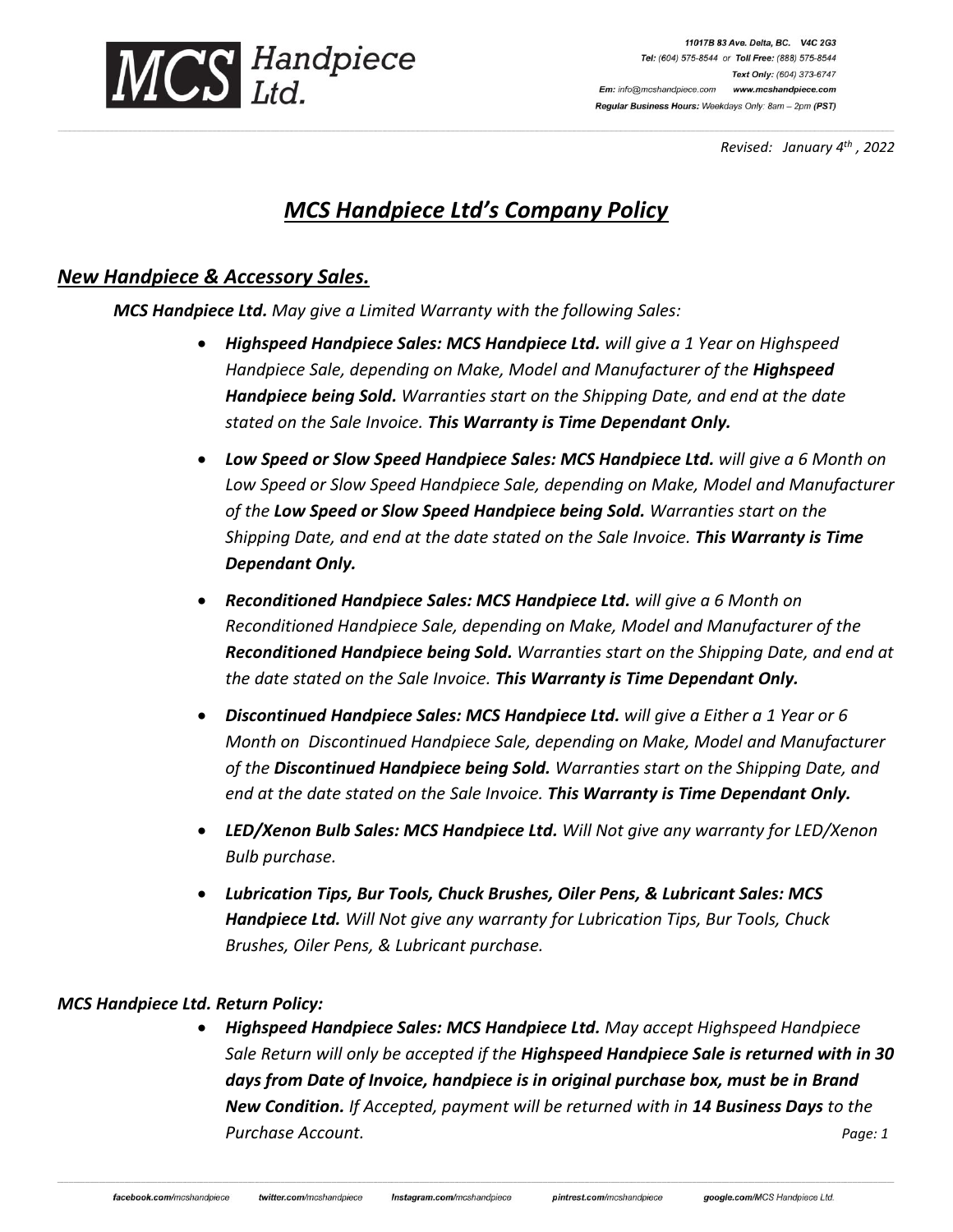**MCS** *Handpiece Ltd.*

*11017B 83 Ave. Delta, BC. V4C 2G3*
*Tel: (604) 575-8544 or Toll Free: (888) 575-8544*
*Text Only: (604) 373-6747*
*Em: info@mcshandpiece.com www.mcshandpiece.com*
*Regular Business Hours: Weekdays Only: 8am – 2pm (PST)*

*Revised: January 4th, 2022*

# *MCS Handpiece Ltd's Company Policy*

## *New Handpiece & Accessory Sales.*

***MCS Handpiece Ltd.*** *May give a Limited Warranty with the following Sales:*

- ***Highspeed Handpiece Sales: MCS Handpiece Ltd.*** *will give a 1 Year on Highspeed Handpiece Sale, depending on Make, Model and Manufacturer of the* ***Highspeed Handpiece being Sold.*** *Warranties start on the Shipping Date, and end at the date stated on the Sale Invoice.* ***This Warranty is Time Dependant Only.***
- ***Low Speed or Slow Speed Handpiece Sales: MCS Handpiece Ltd.*** *will give a 6 Month on Low Speed or Slow Speed Handpiece Sale, depending on Make, Model and Manufacturer of the* ***Low Speed or Slow Speed Handpiece being Sold.*** *Warranties start on the Shipping Date, and end at the date stated on the Sale Invoice.* ***This Warranty is Time Dependant Only.***
- ***Reconditioned Handpiece Sales: MCS Handpiece Ltd.*** *will give a 6 Month on Reconditioned Handpiece Sale, depending on Make, Model and Manufacturer of the* ***Reconditioned Handpiece being Sold.*** *Warranties start on the Shipping Date, and end at the date stated on the Sale Invoice.* ***This Warranty is Time Dependant Only.***
- ***Discontinued Handpiece Sales: MCS Handpiece Ltd.*** *will give a Either a 1 Year or 6 Month on Discontinued Handpiece Sale, depending on Make, Model and Manufacturer of the* ***Discontinued Handpiece being Sold.*** *Warranties start on the Shipping Date, and end at the date stated on the Sale Invoice.* ***This Warranty is Time Dependant Only.***
- ***LED/Xenon Bulb Sales: MCS Handpiece Ltd.*** *Will Not give any warranty for LED/Xenon Bulb purchase.*
- ***Lubrication Tips, Bur Tools, Chuck Brushes, Oiler Pens, & Lubricant Sales: MCS Handpiece Ltd.*** *Will Not give any warranty for Lubrication Tips, Bur Tools, Chuck Brushes, Oiler Pens, & Lubricant purchase.*

### ***MCS Handpiece Ltd. Return Policy:***

- ***Highspeed Handpiece Sales: MCS Handpiece Ltd.*** *May accept Highspeed Handpiece Sale Return will only be accepted if the* ***Highspeed Handpiece Sale is returned with in 30 days from Date of Invoice, handpiece is in original purchase box, must be in Brand New Condition.*** *If Accepted, payment will be returned with in* ***14 Business Days*** *to the Purchase Account.*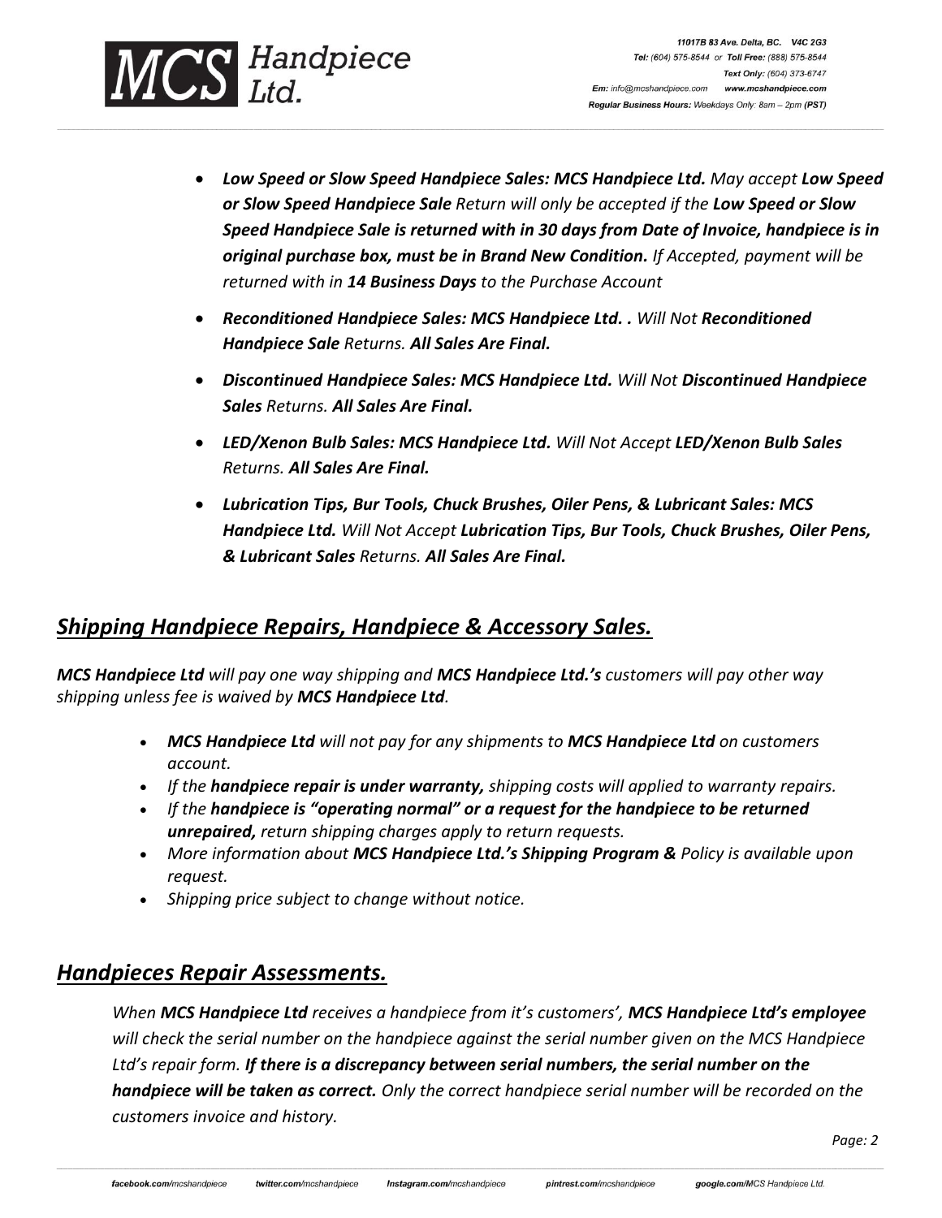- ***Low Speed or Slow Speed Handpiece Sales: MCS Handpiece Ltd.*** *May accept* ***Low Speed or Slow Speed Handpiece Sale*** *Return will only be accepted if the* ***Low Speed or Slow Speed Handpiece Sale is returned with in 30 days from Date of Invoice, handpiece is in original purchase box, must be in Brand New Condition.*** *If Accepted, payment will be returned with in* ***14 Business Days*** *to the Purchase Account*
- ***Reconditioned Handpiece Sales: MCS Handpiece Ltd. .*** *Will Not* ***Reconditioned Handpiece Sale*** *Returns.* ***All Sales Are Final.***
- ***Discontinued Handpiece Sales: MCS Handpiece Ltd.*** *Will Not* ***Discontinued Handpiece Sales*** *Returns.* ***All Sales Are Final.***
- ***LED/Xenon Bulb Sales: MCS Handpiece Ltd.*** *Will Not Accept* ***LED/Xenon Bulb Sales*** *Returns.* ***All Sales Are Final.***
- ***Lubrication Tips, Bur Tools, Chuck Brushes, Oiler Pens, & Lubricant Sales: MCS Handpiece Ltd.*** *Will Not Accept* ***Lubrication Tips, Bur Tools, Chuck Brushes, Oiler Pens, & Lubricant Sales*** *Returns.* ***All Sales Are Final.***

## *Shipping Handpiece Repairs, Handpiece & Accessory Sales.*

***MCS Handpiece Ltd*** *will pay one way shipping and* ***MCS Handpiece Ltd.'s*** *customers will pay other way shipping unless fee is waived by* ***MCS Handpiece Ltd****.*

- ***MCS Handpiece Ltd*** *will not pay for any shipments to* ***MCS Handpiece Ltd*** *on customers account.*
- *If the* ***handpiece repair is under warranty,*** *shipping costs will applied to warranty repairs.*
- *If the* ***handpiece is "operating normal" or a request for the handpiece to be returned unrepaired,*** *return shipping charges apply to return requests.*
- *More information about* ***MCS Handpiece Ltd.'s Shipping Program &*** *Policy is available upon request.*
- *Shipping price subject to change without notice.*

## *Handpieces Repair Assessments.*

*When* ***MCS Handpiece Ltd*** *receives a handpiece from it's customers',* ***MCS Handpiece Ltd's employee*** *will check the serial number on the handpiece against the serial number given on the MCS Handpiece Ltd's repair form.* ***If there is a discrepancy between serial numbers, the serial number on the handpiece will be taken as correct.*** *Only the correct handpiece serial number will be recorded on the customers invoice and history.*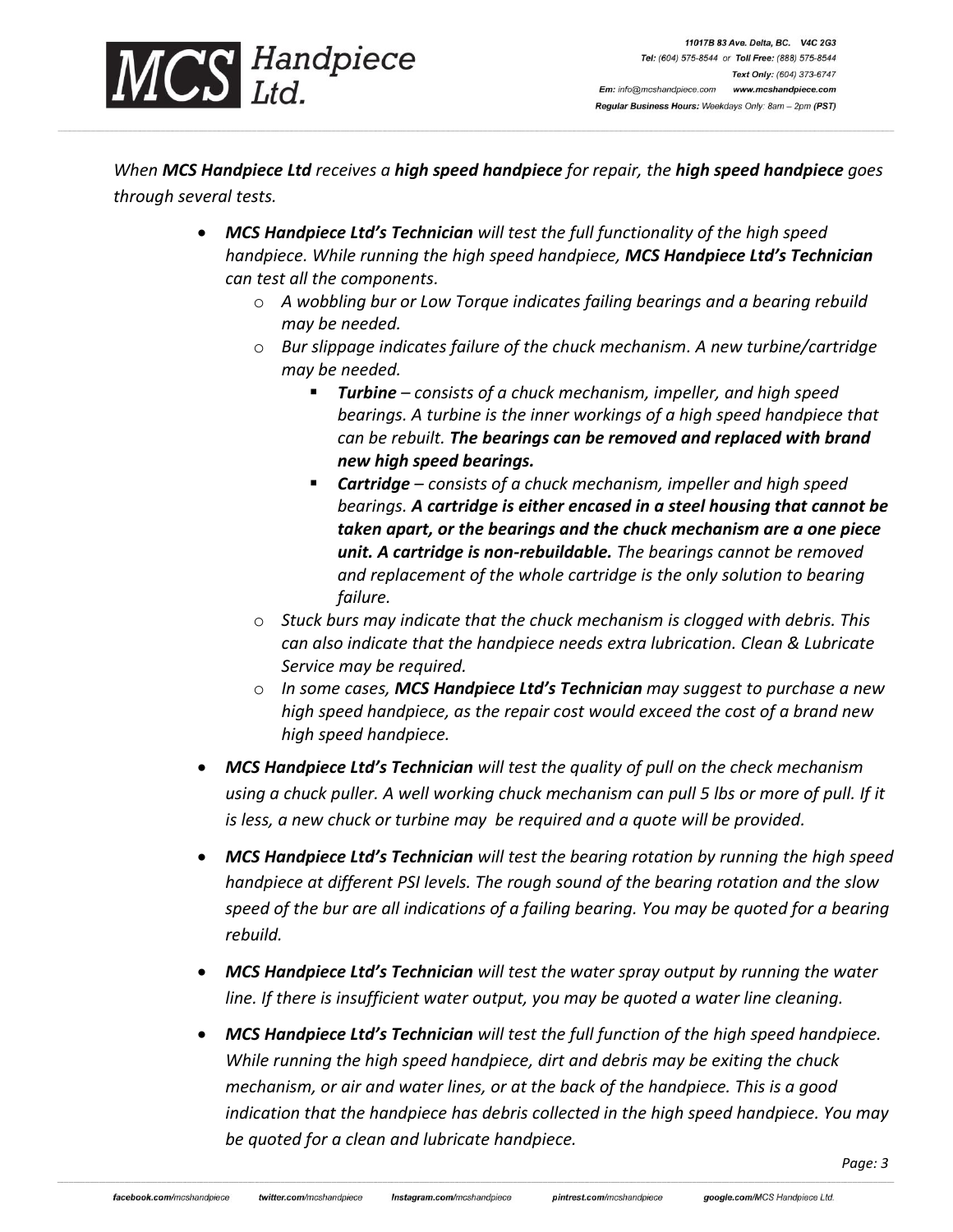*When **MCS Handpiece Ltd** receives a **high speed handpiece** for repair, the **high speed handpiece** goes through several tests.*

- ***MCS Handpiece Ltd's Technician** will test the full functionality of the high speed handpiece. While running the high speed handpiece, **MCS Handpiece Ltd's Technician** can test all the components.*
    - *A wobbling bur or Low Torque indicates failing bearings and a bearing rebuild may be needed.*
    - *Bur slippage indicates failure of the chuck mechanism. A new turbine/cartridge may be needed.*
        - ***Turbine** – consists of a chuck mechanism, impeller, and high speed bearings. A turbine is the inner workings of a high speed handpiece that can be rebuilt. **The bearings can be removed and replaced with brand new high speed bearings.***
        - ***Cartridge** – consists of a chuck mechanism, impeller and high speed bearings. **A cartridge is either encased in a steel housing that cannot be taken apart, or the bearings and the chuck mechanism are a one piece unit. A cartridge is non-rebuildable.** The bearings cannot be removed and replacement of the whole cartridge is the only solution to bearing failure.*
    - *Stuck burs may indicate that the chuck mechanism is clogged with debris. This can also indicate that the handpiece needs extra lubrication. Clean & Lubricate Service may be required.*
    - *In some cases, **MCS Handpiece Ltd's Technician** may suggest to purchase a new high speed handpiece, as the repair cost would exceed the cost of a brand new high speed handpiece.*
- ***MCS Handpiece Ltd's Technician** will test the quality of pull on the check mechanism using a chuck puller. A well working chuck mechanism can pull 5 lbs or more of pull. If it is less, a new chuck or turbine may be required and a quote will be provided.*
- ***MCS Handpiece Ltd's Technician** will test the bearing rotation by running the high speed handpiece at different PSI levels. The rough sound of the bearing rotation and the slow speed of the bur are all indications of a failing bearing. You may be quoted for a bearing rebuild.*
- ***MCS Handpiece Ltd's Technician** will test the water spray output by running the water line. If there is insufficient water output, you may be quoted a water line cleaning.*
- ***MCS Handpiece Ltd's Technician** will test the full function of the high speed handpiece. While running the high speed handpiece, dirt and debris may be exiting the chuck mechanism, or air and water lines, or at the back of the handpiece. This is a good indication that the handpiece has debris collected in the high speed handpiece. You may be quoted for a clean and lubricate handpiece.*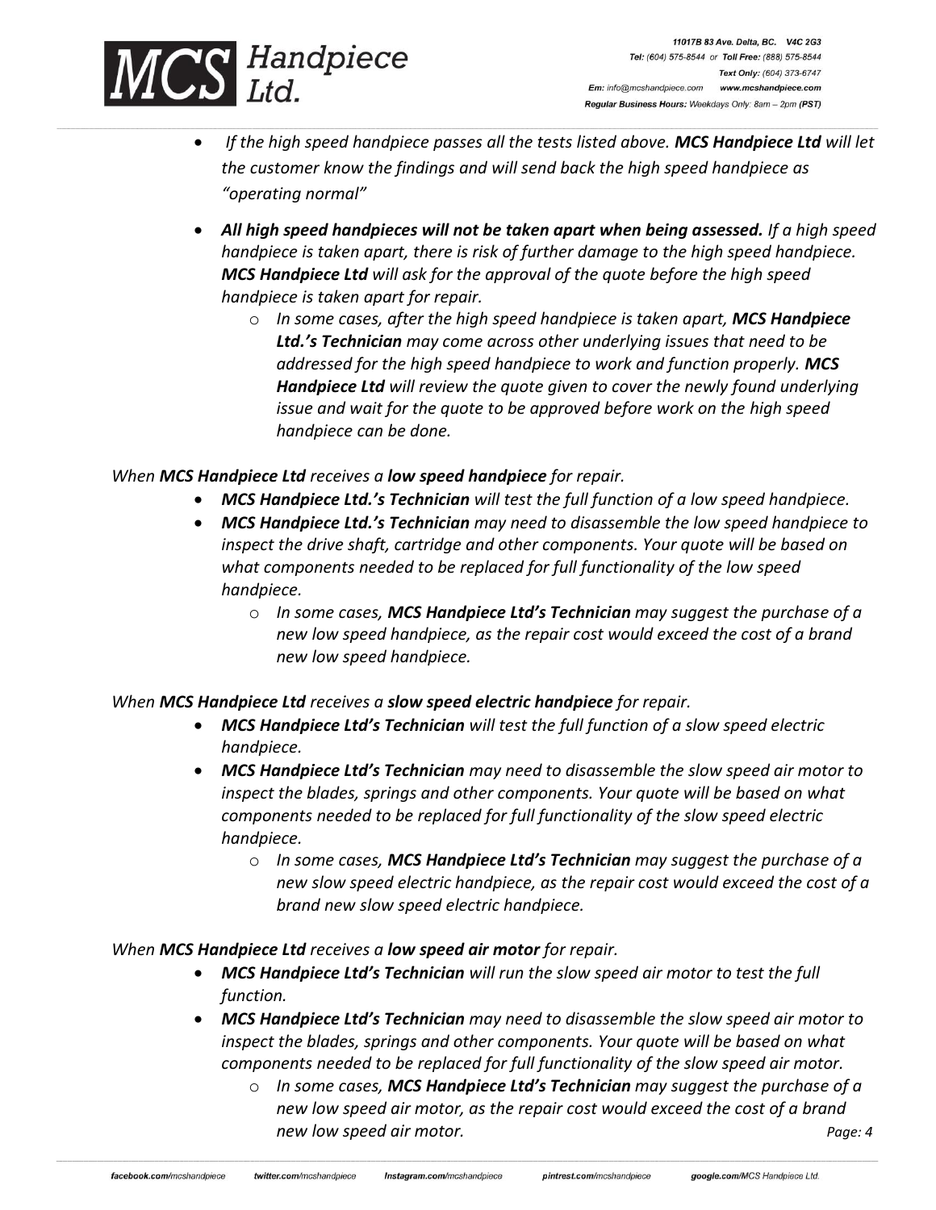- *If the high speed handpiece passes all the tests listed above. **MCS Handpiece Ltd** will let the customer know the findings and will send back the high speed handpiece as "operating normal"*
- ***All high speed handpieces will not be taken apart when being assessed.** If a high speed handpiece is taken apart, there is risk of further damage to the high speed handpiece. **MCS Handpiece Ltd** will ask for the approval of the quote before the high speed handpiece is taken apart for repair.*
    - *In some cases, after the high speed handpiece is taken apart, **MCS Handpiece Ltd.'s Technician** may come across other underlying issues that need to be addressed for the high speed handpiece to work and function properly. **MCS Handpiece Ltd** will review the quote given to cover the newly found underlying issue and wait for the quote to be approved before work on the high speed handpiece can be done.*

*When **MCS Handpiece Ltd** receives a **low speed handpiece** for repair.*

- ***MCS Handpiece Ltd.'s Technician** will test the full function of a low speed handpiece.*
- ***MCS Handpiece Ltd.'s Technician** may need to disassemble the low speed handpiece to inspect the drive shaft, cartridge and other components. Your quote will be based on what components needed to be replaced for full functionality of the low speed handpiece.*
    - *In some cases, **MCS Handpiece Ltd's Technician** may suggest the purchase of a new low speed handpiece, as the repair cost would exceed the cost of a brand new low speed handpiece.*

*When **MCS Handpiece Ltd** receives a **slow speed electric handpiece** for repair.*

- ***MCS Handpiece Ltd's Technician** will test the full function of a slow speed electric handpiece.*
- ***MCS Handpiece Ltd's Technician** may need to disassemble the slow speed air motor to inspect the blades, springs and other components. Your quote will be based on what components needed to be replaced for full functionality of the slow speed electric handpiece.*
    - *In some cases, **MCS Handpiece Ltd's Technician** may suggest the purchase of a new slow speed electric handpiece, as the repair cost would exceed the cost of a brand new slow speed electric handpiece.*

*When **MCS Handpiece Ltd** receives a **low speed air motor** for repair.*

- ***MCS Handpiece Ltd's Technician** will run the slow speed air motor to test the full function.*
- ***MCS Handpiece Ltd's Technician** may need to disassemble the slow speed air motor to inspect the blades, springs and other components. Your quote will be based on what components needed to be replaced for full functionality of the slow speed air motor.*
    - *In some cases, **MCS Handpiece Ltd's Technician** may suggest the purchase of a new low speed air motor, as the repair cost would exceed the cost of a brand new low speed air motor.*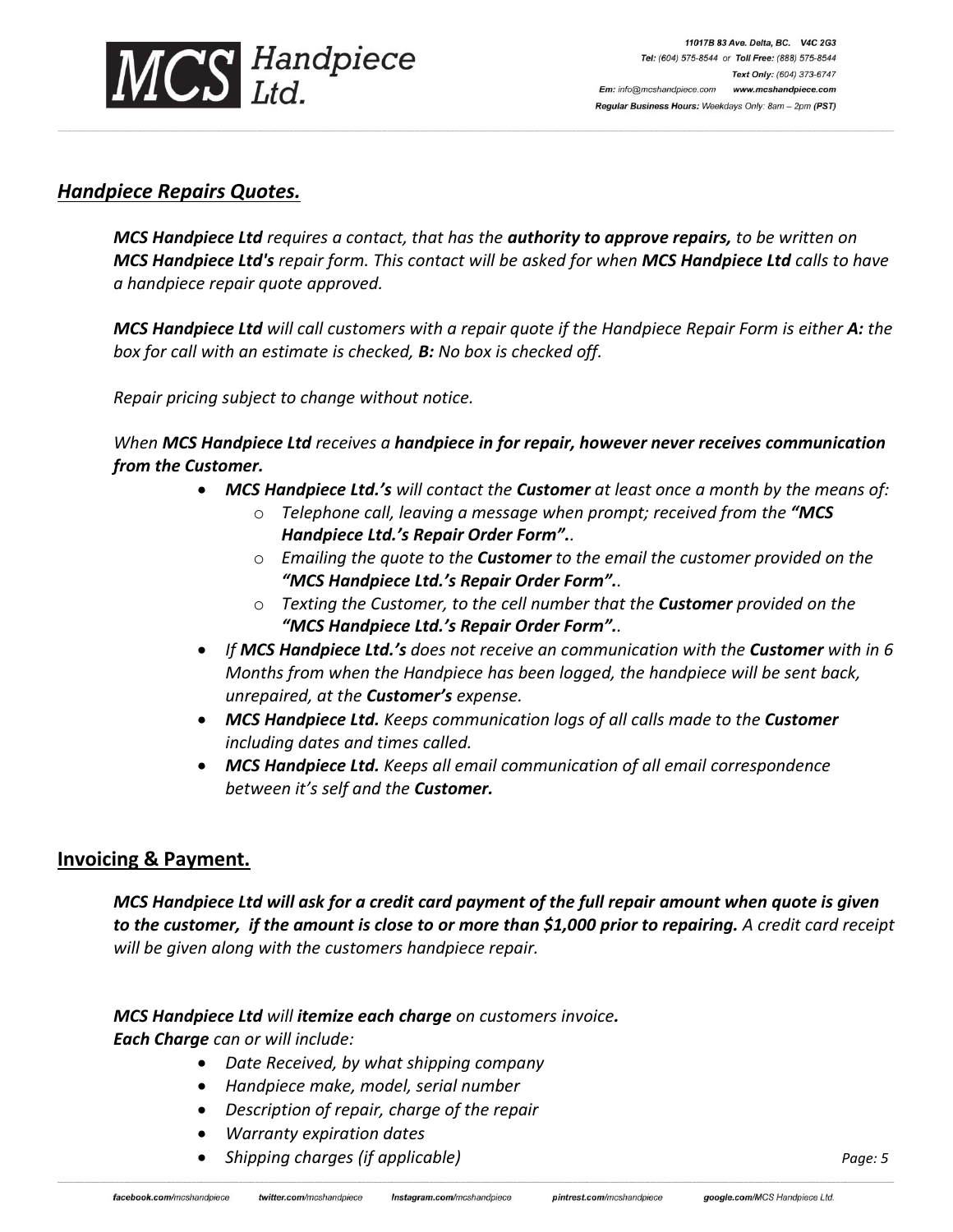## *Handpiece Repairs Quotes.*

***MCS Handpiece Ltd** requires a contact, that has the **authority to approve repairs,** to be written on **MCS Handpiece Ltd's** repair form. This contact will be asked for when **MCS Handpiece Ltd** calls to have a handpiece repair quote approved.*

***MCS Handpiece Ltd** will call customers with a repair quote if the Handpiece Repair Form is either **A:** the box for call with an estimate is checked, **B:** No box is checked off.*

*Repair pricing subject to change without notice.*

*When **MCS Handpiece Ltd** receives a **handpiece in for repair, however never receives communication from the Customer.***

- ***MCS Handpiece Ltd.'s** will contact the **Customer** at least once a month by the means of:*
  - *Telephone call, leaving a message when prompt; received from the **"MCS Handpiece Ltd.'s Repair Order Form".**.*
  - *Emailing the quote to the **Customer** to the email the customer provided on the **"MCS Handpiece Ltd.'s Repair Order Form".**.*
  - *Texting the Customer, to the cell number that the **Customer** provided on the **"MCS Handpiece Ltd.'s Repair Order Form".**.*
- *If **MCS Handpiece Ltd.'s** does not receive an communication with the **Customer** with in 6 Months from when the Handpiece has been logged, the handpiece will be sent back, unrepaired, at the **Customer's** expense.*
- ***MCS Handpiece Ltd.** Keeps communication logs of all calls made to the **Customer** including dates and times called.*
- ***MCS Handpiece Ltd.** Keeps all email communication of all email correspondence between it's self and the **Customer.***

## Invoicing & Payment.

***MCS Handpiece Ltd will ask for a credit card payment of the full repair amount when quote is given to the customer, if the amount is close to or more than $1,000 prior to repairing.** A credit card receipt will be given along with the customers handpiece repair.*

***MCS Handpiece Ltd** will **itemize each charge** on customers invoice.*
***Each Charge** can or will include:*

- *Date Received, by what shipping company*
- *Handpiece make, model, serial number*
- *Description of repair, charge of the repair*
- *Warranty expiration dates*
- *Shipping charges (if applicable)*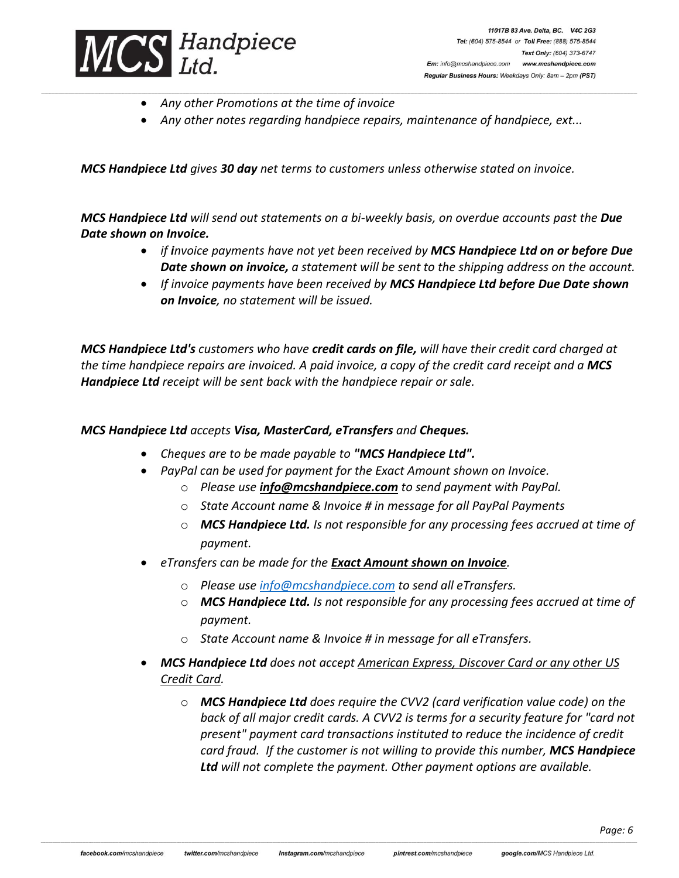- *Any other Promotions at the time of invoice*
- *Any other notes regarding handpiece repairs, maintenance of handpiece, ext...*

***MCS Handpiece Ltd** gives **30 day** net terms to customers unless otherwise stated on invoice.*

***MCS Handpiece Ltd** will send out statements on a bi-weekly basis, on overdue accounts past the **Due Date shown on Invoice.***

- *if invoice payments have not yet been received by **MCS Handpiece Ltd on or before Due Date shown on invoice,** a statement will be sent to the shipping address on the account.*
- *If invoice payments have been received by **MCS Handpiece Ltd before Due Date shown on Invoice**, no statement will be issued.*

***MCS Handpiece Ltd's** customers who have **credit cards on file,** will have their credit card charged at the time handpiece repairs are invoiced. A paid invoice, a copy of the credit card receipt and a **MCS Handpiece Ltd** receipt will be sent back with the handpiece repair or sale.*

***MCS Handpiece Ltd** accepts **Visa, MasterCard, eTransfers** and **Cheques.***

- *Cheques are to be made payable to **"MCS Handpiece Ltd".***
- *PayPal can be used for payment for the Exact Amount shown on Invoice.*
  - *Please use **info@mcshandpiece.com** to send payment with PayPal.*
  - *State Account name & Invoice # in message for all PayPal Payments*
  - ***MCS Handpiece Ltd.** Is not responsible for any processing fees accrued at time of payment.*
- *eTransfers can be made for the **Exact Amount shown on Invoice**.*
  - *Please use info@mcshandpiece.com to send all eTransfers.*
  - ***MCS Handpiece Ltd.** Is not responsible for any processing fees accrued at time of payment.*
  - *State Account name & Invoice # in message for all eTransfers.*
- ***MCS Handpiece Ltd** does not accept American Express, Discover Card or any other US Credit Card.*
  - ***MCS Handpiece Ltd** does require the CVV2 (card verification value code) on the back of all major credit cards. A CVV2 is terms for a security feature for "card not present" payment card transactions instituted to reduce the incidence of credit card fraud. If the customer is not willing to provide this number, **MCS Handpiece Ltd** will not complete the payment. Other payment options are available.*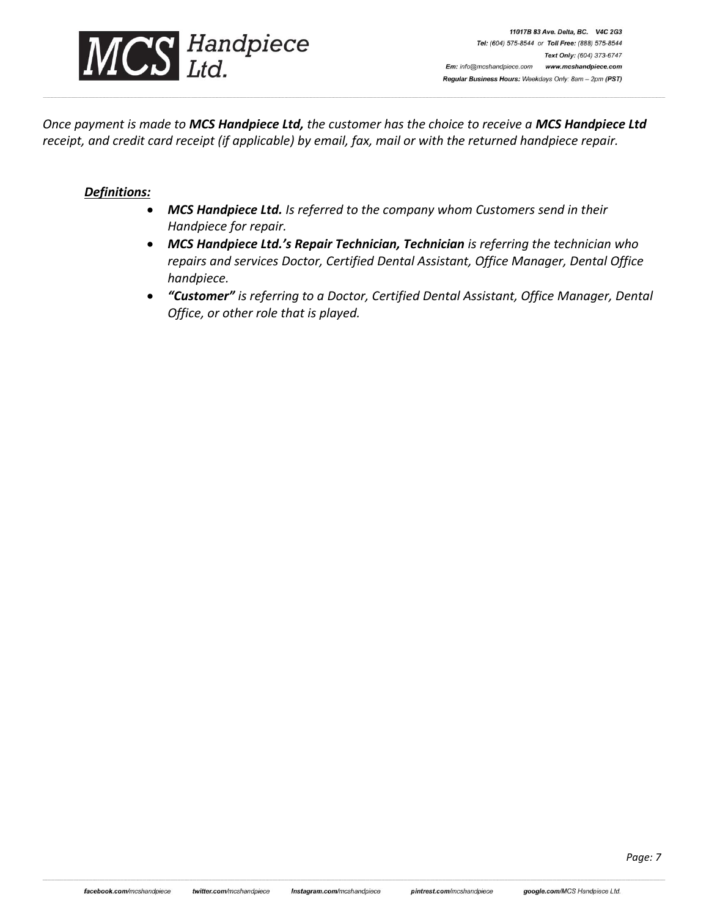*Once payment is made to **MCS Handpiece Ltd,** the customer has the choice to receive a **MCS Handpiece Ltd** receipt, and credit card receipt (if applicable) by email, fax, mail or with the returned handpiece repair.*

***Definitions:***

- ***MCS Handpiece Ltd.** Is referred to the company whom Customers send in their Handpiece for repair.*
- ***MCS Handpiece Ltd.'s Repair Technician, Technician** is referring the technician who repairs and services Doctor, Certified Dental Assistant, Office Manager, Dental Office handpiece.*
- ***"Customer"** is referring to a Doctor, Certified Dental Assistant, Office Manager, Dental Office, or other role that is played.*